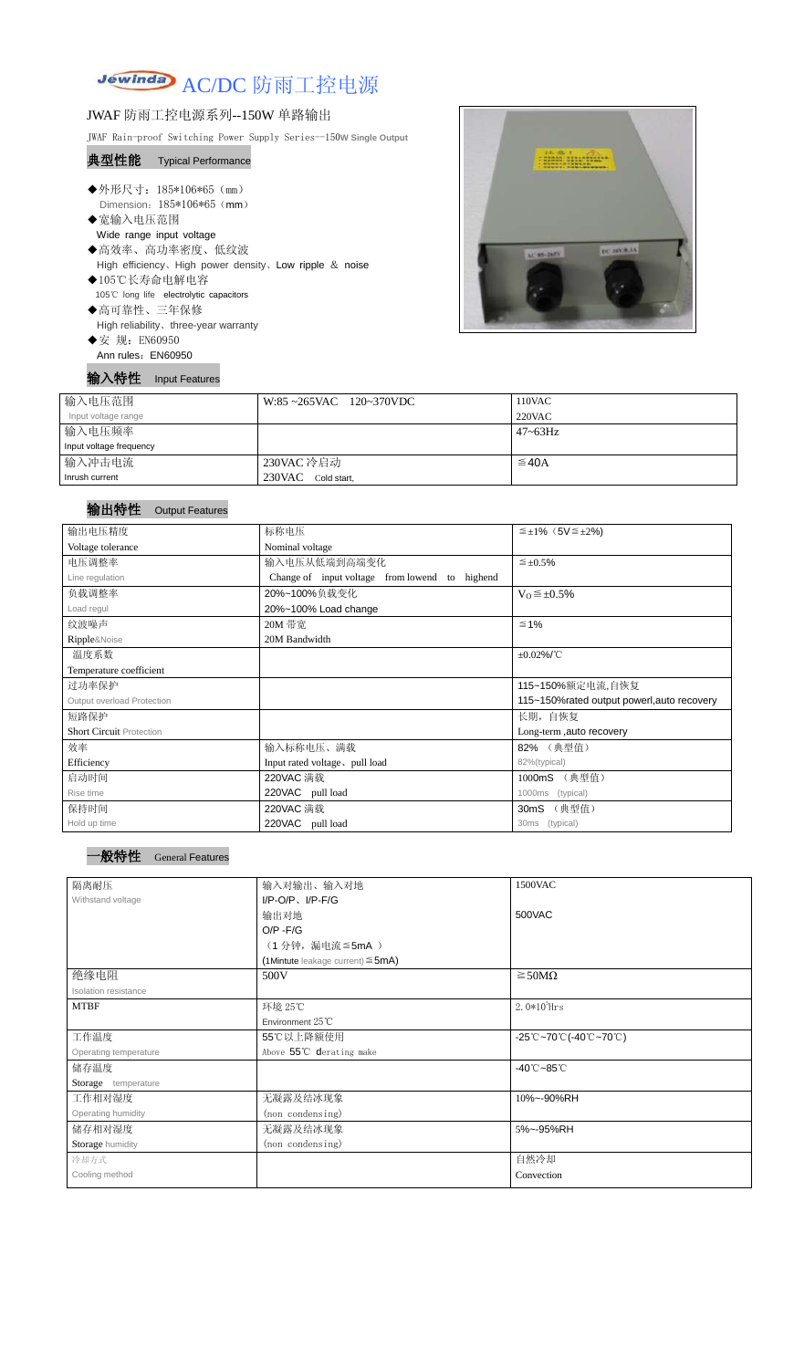# Jewinda AC/DC 防雨工控电源

JWAF 防雨工控电源系列--150W 单路输出

JWAF Rain-proof Switching Power Supply Series--150W Single Output

## 典型性能 Typical Performance

- ◆外形尺寸：185*106*65（mm）
  Dimension：185*106*65（mm）
- ◆宽输入电压范围
  Wide range input voltage
- ◆高效率、高功率密度、低纹波
  High efficiency、High power density、Low ripple ＆ noise
- ◆105℃长寿命电解电容
  105℃ long life electrolytic capacitors
- ◆高可靠性、三年保修
  High reliability、three-year warranty
- ◆安 规：EN60950
  Ann rules：EN60950

## 输入特性 Input Features

| 输入电压范围<br>Input voltage range | W:85 ~265VAC 120~370VDC | 110VAC<br>220VAC |
|---|---|---|
| 输入电压频率<br>Input voltage frequency | | 47~63Hz |
| 输入冲击电流<br>Inrush current | 230VAC 冷启动<br>230VAC Cold start, | ≦40A |

## 输出特性 Output Features

| 输出电压精度<br>Voltage tolerance | 标称电压<br>Nominal voltage | ≦±1%（5V≦±2%) |
|---|---|---|
| 电压调整率<br>Line regulation | 输入电压从低端到高端变化<br>Change of input voltage from lowend to highend | ≦±0.5% |
| 负载调整率<br>Load regul | 20%~100%负载变化<br>20%~100% Load change | $V_O$≦±0.5% |
| 纹波噪声<br>Ripple&Noise | 20M 带宽<br>20M Bandwidth | ≦1% |
| 温度系数<br>Temperature coefficient | | ±0.02%/℃ |
| 过功率保护<br>Output overload Protection | | 115~150%额定电流,自恢复<br>115~150%rated output powerl,auto recovery |
| 短路保护<br>Short Circuit Protection | | 长期，自恢复<br>Long-term ,auto recovery |
| 效率<br>Efficiency | 输入标称电压、满载<br>Input rated voltage、pull load | 82% （典型值）<br>82%(typical) |
| 启动时间<br>Rise time | 220VAC 满载<br>220VAC pull load | 1000mS （典型值）<br>1000ms (typical) |
| 保持时间<br>Hold up time | 220VAC 满载<br>220VAC pull load | 30mS （典型值）<br>30ms (typical) |

## 一般特性 General Features

| 隔离耐压<br>Withstand voltage | 输入对输出、输入对地<br>I/P-O/P、I/P-F/G<br>输出对地<br>O/P -F/G<br>（1 分钟，漏电流≦5mA ）<br>(1Mintute leakage current)≦5mA) | 1500VAC<br><br>500VAC |
|---|---|---|
| 绝缘电阻<br>Isolation resistance | 500V | ≧50MΩ |
| MTBF | 环境 25℃<br>Environment 25℃ | $2.0*10^5$Hrs |
| 工作温度<br>Operating temperature | 55℃以上降额使用<br>Above 55℃ derating make | -25℃~70℃(-40℃~70℃) |
| 储存温度<br>Storage temperature | | -40℃~85℃ |
| 工作相对湿度<br>Operating humidity | 无凝露及结冰现象<br>(non condensing) | 10%~-90%RH |
| 储存相对湿度<br>Storage humidity | 无凝露及结冰现象<br>(non condensing) | 5%~-95%RH |
| 冷却方式<br>Cooling method | | 自然冷却<br>Convection |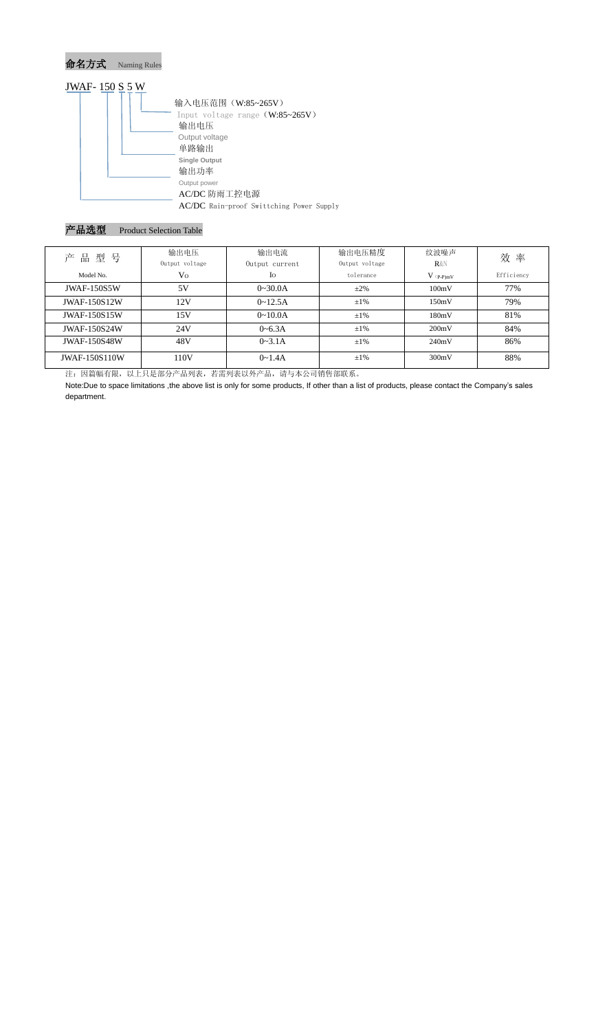## 命名方式 Naming Rules

JWAF- 150 S 5 W

- 输入电压范围（W:85~265V）  
  Input voltage range（W:85~265V）
- 输出电压  
  Output voltage
- 单路输出  
  Single Output
- 输出功率  
  Output power
- AC/DC 防雨工控电源  
  AC/DC Rain-proof Swittching Power Supply

## 产品选型 Product Selection Table

| 产 品 型 号 Model No. | 输出电压 Output voltage Vo | 输出电流 Output current Io | 输出电压精度 Output voltage tolerance | 纹波噪声 R&N $V_{(P-P)mV}$ | 效 率 Efficiency |
|---|---|---|---|---|---|
| JWAF-150S5W | 5V | 0~30.0A | ±2% | 100mV | 77% |
| JWAF-150S12W | 12V | 0~12.5A | ±1% | 150mV | 79% |
| JWAF-150S15W | 15V | 0~10.0A | ±1% | 180mV | 81% |
| JWAF-150S24W | 24V | 0~6.3A | ±1% | 200mV | 84% |
| JWAF-150S48W | 48V | 0~3.1A | ±1% | 240mV | 86% |
| JWAF-150S110W | 110V | 0~1.4A | ±1% | 300mV | 88% |

注：因篇幅有限，以上只是部分产品列表，若需列表以外产品，请与本公司销售部联系。

Note:Due to space limitations ,the above list is only for some products, If other than a list of products, please contact the Company's sales department.